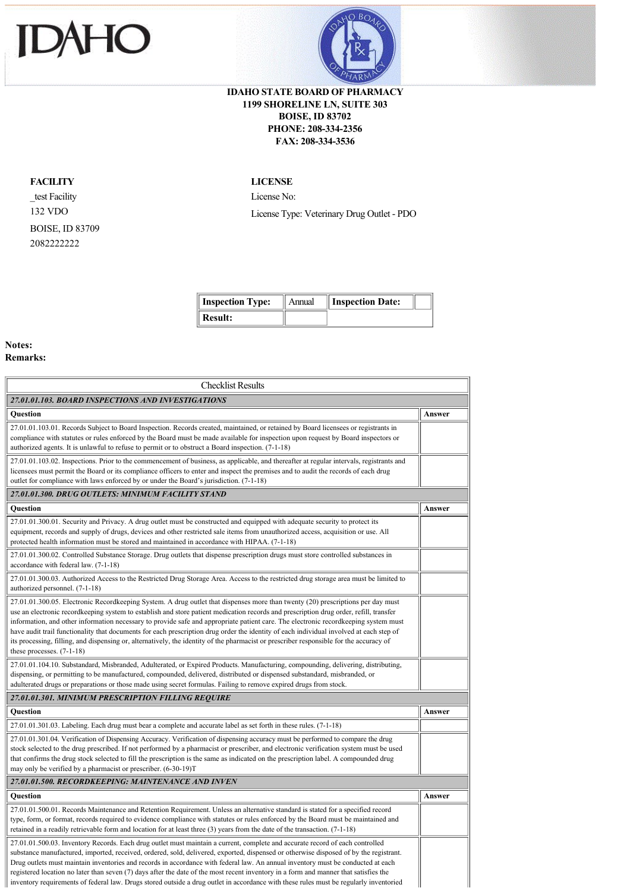# IDAHO

**IDAHO STATE BOARD OF PHARMACY**
**1199 SHORELINE LN, SUITE 303**
**BOISE, ID 83702**
**PHONE: 208-334-2356**
**FAX: 208-334-3536**

**FACILITY**

_test Facility
132 VDO
BOISE, ID 83709
2082222222

**LICENSE**

License No:

License Type: Veterinary Drug Outlet - PDO

| **Inspection Type:** | Annual | **Inspection Date:** | |
|---|---|---|---|
| **Result:** | | | |

**Notes:**
**Remarks:**

| Checklist Results | |
|---|---|
| ***27.01.01.103. BOARD INSPECTIONS AND INVESTIGATIONS*** | |
| **Question** | **Answer** |
| 27.01.01.103.01. Records Subject to Board Inspection. Records created, maintained, or retained by Board licensees or registrants in compliance with statutes or rules enforced by the Board must be made available for inspection upon request by Board inspectors or authorized agents. It is unlawful to refuse to permit or to obstruct a Board inspection. (7-1-18) | |
| 27.01.01.103.02. Inspections. Prior to the commencement of business, as applicable, and thereafter at regular intervals, registrants and licensees must permit the Board or its compliance officers to enter and inspect the premises and to audit the records of each drug outlet for compliance with laws enforced by or under the Board's jurisdiction. (7-1-18) | |
| ***27.01.01.300. DRUG OUTLETS: MINIMUM FACILITY STAND*** | |
| **Question** | **Answer** |
| 27.01.01.300.01. Security and Privacy. A drug outlet must be constructed and equipped with adequate security to protect its equipment, records and supply of drugs, devices and other restricted sale items from unauthorized access, acquisition or use. All protected health information must be stored and maintained in accordance with HIPAA. (7-1-18) | |
| 27.01.01.300.02. Controlled Substance Storage. Drug outlets that dispense prescription drugs must store controlled substances in accordance with federal law. (7-1-18) | |
| 27.01.01.300.03. Authorized Access to the Restricted Drug Storage Area. Access to the restricted drug storage area must be limited to authorized personnel. (7-1-18) | |
| 27.01.01.300.05. Electronic Recordkeeping System. A drug outlet that dispenses more than twenty (20) prescriptions per day must use an electronic recordkeeping system to establish and store patient medication records and prescription drug order, refill, transfer information, and other information necessary to provide safe and appropriate patient care. The electronic recordkeeping system must have audit trail functionality that documents for each prescription drug order the identity of each individual involved at each step of its processing, filling, and dispensing or, alternatively, the identity of the pharmacist or prescriber responsible for the accuracy of these processes. (7-1-18) | |
| 27.01.01.104.10. Substandard, Misbranded, Adulterated, or Expired Products. Manufacturing, compounding, delivering, distributing, dispensing, or permitting to be manufactured, compounded, delivered, distributed or dispensed substandard, misbranded, or adulterated drugs or preparations or those made using secret formulas. Failing to remove expired drugs from stock. | |
| ***27.01.01.301. MINIMUM PRESCRIPTION FILLING REQUIRE*** | |
| **Question** | **Answer** |
| 27.01.01.301.03. Labeling. Each drug must bear a complete and accurate label as set forth in these rules. (7-1-18) | |
| 27.01.01.301.04. Verification of Dispensing Accuracy. Verification of dispensing accuracy must be performed to compare the drug stock selected to the drug prescribed. If not performed by a pharmacist or prescriber, and electronic verification system must be used that confirms the drug stock selected to fill the prescription is the same as indicated on the prescription label. A compounded drug may only be verified by a pharmacist or prescriber. (6-30-19)T | |
| ***27.01.01.500. RECORDKEEPING: MAINTENANCE AND INVEN*** | |
| **Question** | **Answer** |
| 27.01.01.500.01. Records Maintenance and Retention Requirement. Unless an alternative standard is stated for a specified record type, form, or format, records required to evidence compliance with statutes or rules enforced by the Board must be maintained and retained in a readily retrievable form and location for at least three (3) years from the date of the transaction. (7-1-18) | |
| 27.01.01.500.03. Inventory Records. Each drug outlet must maintain a current, complete and accurate record of each controlled substance manufactured, imported, received, ordered, sold, delivered, exported, dispensed or otherwise disposed of by the registrant. Drug outlets must maintain inventories and records in accordance with federal law. An annual inventory must be conducted at each registered location no later than seven (7) days after the date of the most recent inventory in a form and manner that satisfies the inventory requirements of federal law. Drugs stored outside a drug outlet in accordance with these rules must be regularly inventoried | |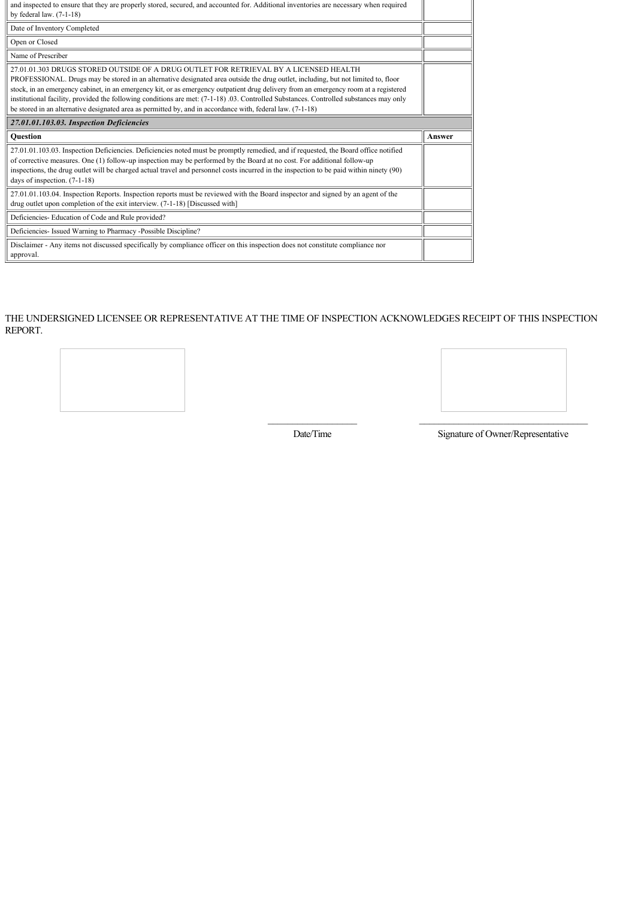| | |
|---|---|
| and inspected to ensure that they are properly stored, secured, and accounted for. Additional inventories are necessary when required by federal law. (7-1-18) | |
| Date of Inventory Completed | |
| Open or Closed | |
| Name of Prescriber | |
| 27.01.01.303 DRUGS STORED OUTSIDE OF A DRUG OUTLET FOR RETRIEVAL BY A LICENSED HEALTH PROFESSIONAL. Drugs may be stored in an alternative designated area outside the drug outlet, including, but not limited to, floor stock, in an emergency cabinet, in an emergency kit, or as emergency outpatient drug delivery from an emergency room at a registered institutional facility, provided the following conditions are met: (7-1-18) .03. Controlled Substances. Controlled substances may only be stored in an alternative designated area as permitted by, and in accordance with, federal law. (7-1-18) | |

***27.01.01.103.03. Inspection Deficiencies***

| Question | Answer |
|---|---|
| 27.01.01.103.03. Inspection Deficiencies. Deficiencies noted must be promptly remedied, and if requested, the Board office notified of corrective measures. One (1) follow-up inspection may be performed by the Board at no cost. For additional follow-up inspections, the drug outlet will be charged actual travel and personnel costs incurred in the inspection to be paid within ninety (90) days of inspection. (7-1-18) | |
| 27.01.01.103.04. Inspection Reports. Inspection reports must be reviewed with the Board inspector and signed by an agent of the drug outlet upon completion of the exit interview. (7-1-18) [Discussed with] | |
| Deficiencies- Education of Code and Rule provided? | |
| Deficiencies- Issued Warning to Pharmacy -Possible Discipline? | |
| Disclaimer - Any items not discussed specifically by compliance officer on this inspection does not constitute compliance nor approval. | |

THE UNDERSIGNED LICENSEE OR REPRESENTATIVE AT THE TIME OF INSPECTION ACKNOWLEDGES RECEIPT OF THIS INSPECTION REPORT.

Date/Time

Signature of Owner/Representative